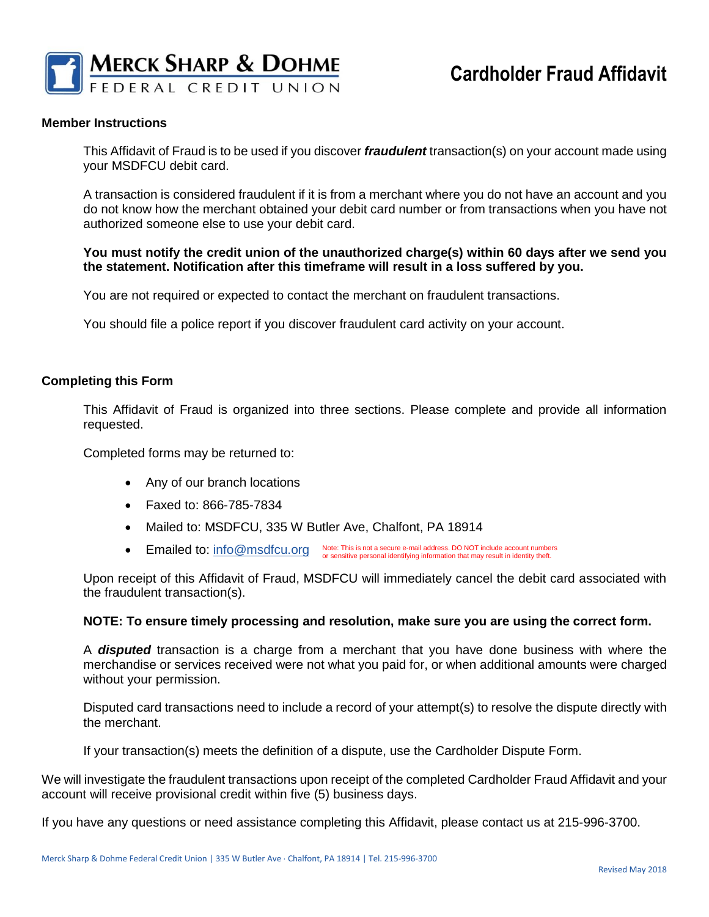**Merck Sharp & Dohme**
**Federal Credit Union**

# Cardholder Fraud Affidavit

## Member Instructions

This Affidavit of Fraud is to be used if you discover ***fraudulent*** transaction(s) on your account made using your MSDFCU debit card.

A transaction is considered fraudulent if it is from a merchant where you do not have an account and you do not know how the merchant obtained your debit card number or from transactions when you have not authorized someone else to use your debit card.

**You must notify the credit union of the unauthorized charge(s) within 60 days after we send you the statement. Notification after this timeframe will result in a loss suffered by you.**

You are not required or expected to contact the merchant on fraudulent transactions.

You should file a police report if you discover fraudulent card activity on your account.

## Completing this Form

This Affidavit of Fraud is organized into three sections. Please complete and provide all information requested.

Completed forms may be returned to:

- Any of our branch locations
- Faxed to: 866-785-7834
- Mailed to: MSDFCU, 335 W Butler Ave, Chalfont, PA 18914
- Emailed to: info@msdfcu.org Note: This is not a secure e-mail address. DO NOT include account numbers or sensitive personal identifying information that may result in identity theft.

Upon receipt of this Affidavit of Fraud, MSDFCU will immediately cancel the debit card associated with the fraudulent transaction(s).

**NOTE: To ensure timely processing and resolution, make sure you are using the correct form.**

A ***disputed*** transaction is a charge from a merchant that you have done business with where the merchandise or services received were not what you paid for, or when additional amounts were charged without your permission.

Disputed card transactions need to include a record of your attempt(s) to resolve the dispute directly with the merchant.

If your transaction(s) meets the definition of a dispute, use the Cardholder Dispute Form.

We will investigate the fraudulent transactions upon receipt of the completed Cardholder Fraud Affidavit and your account will receive provisional credit within five (5) business days.

If you have any questions or need assistance completing this Affidavit, please contact us at 215-996-3700.

Revised May 2018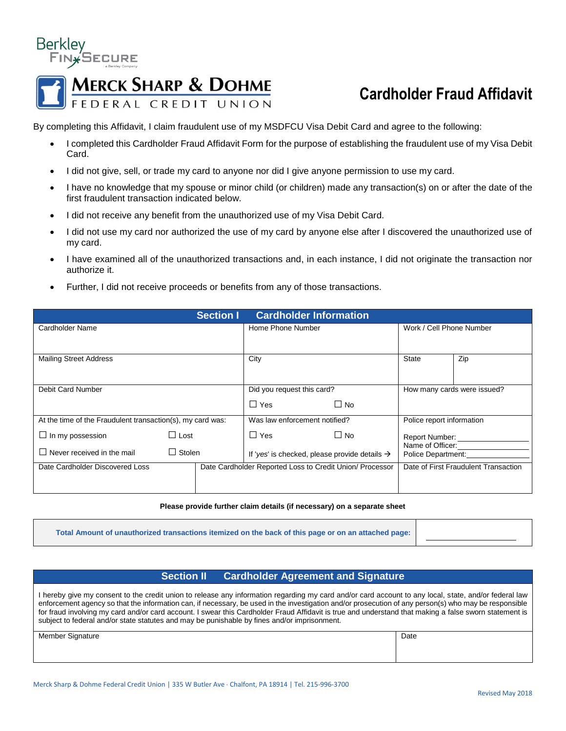Berkley FinSecure

a Berkley Company

MERCK SHARP & DOHME FEDERAL CREDIT UNION

# Cardholder Fraud Affidavit

By completing this Affidavit, I claim fraudulent use of my MSDFCU Visa Debit Card and agree to the following:

- I completed this Cardholder Fraud Affidavit Form for the purpose of establishing the fraudulent use of my Visa Debit Card.
- I did not give, sell, or trade my card to anyone nor did I give anyone permission to use my card.
- I have no knowledge that my spouse or minor child (or children) made any transaction(s) on or after the date of the first fraudulent transaction indicated below.
- I did not receive any benefit from the unauthorized use of my Visa Debit Card.
- I did not use my card nor authorized the use of my card by anyone else after I discovered the unauthorized use of my card.
- I have examined all of the unauthorized transactions and, in each instance, I did not originate the transaction nor authorize it.
- Further, I did not receive proceeds or benefits from any of those transactions.

## Section I Cardholder Information

| Cardholder Name | Home Phone Number | Work / Cell Phone Number | |
|---|---|---|---|
| Mailing Street Address | City | State | Zip |
| Debit Card Number | Did you request this card?<br>☐ Yes ☐ No | How many cards were issued? | |
| At the time of the Fraudulent transaction(s), my card was:<br>☐ In my possession ☐ Lost<br>☐ Never received in the mail ☐ Stolen | Was law enforcement notified?<br>☐ Yes ☐ No<br>If 'yes' is checked, please provide details → | Police report information<br>Report Number: ____________<br>Name of Officer: ____________<br>Police Department: ____________ | |
| Date Cardholder Discovered Loss | Date Cardholder Reported Loss to Credit Union/ Processor | Date of First Fraudulent Transaction | |

**Please provide further claim details (if necessary) on a separate sheet**

| Total Amount of unauthorized transactions itemized on the back of this page or on an attached page: | ____________ |
|---|---|

## Section II Cardholder Agreement and Signature

I hereby give my consent to the credit union to release any information regarding my card and/or card account to any local, state, and/or federal law enforcement agency so that the information can, if necessary, be used in the investigation and/or prosecution of any person(s) who may be responsible for fraud involving my card and/or card account. I swear this Cardholder Fraud Affidavit is true and understand that making a false sworn statement is subject to federal and/or state statutes and may be punishable by fines and/or imprisonment.

| Member Signature | Date |
|---|---|
| | |

Merck Sharp & Dohme Federal Credit Union | 335 W Butler Ave · Chalfont, PA 18914 | Tel. 215-996-3700

Revised May 2018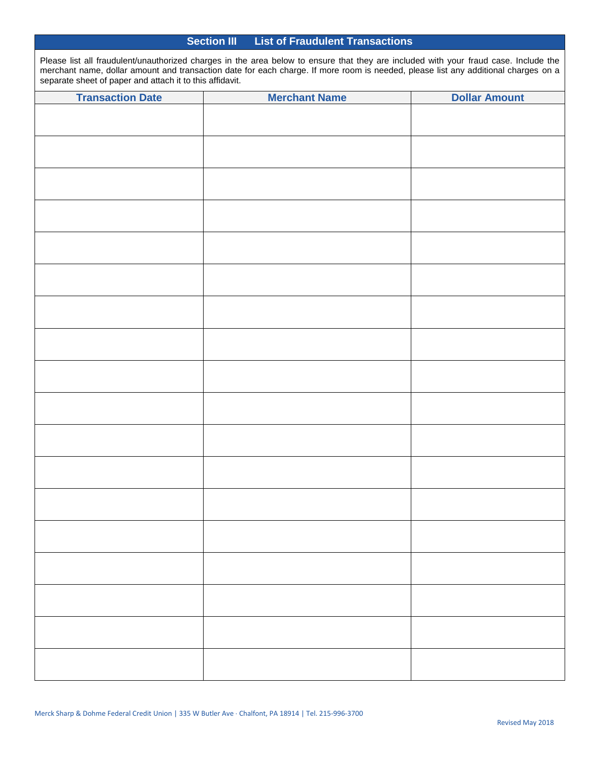## Section III List of Fraudulent Transactions

Please list all fraudulent/unauthorized charges in the area below to ensure that they are included with your fraud case. Include the merchant name, dollar amount and transaction date for each charge. If more room is needed, please list any additional charges on a separate sheet of paper and attach it to this affidavit.

| Transaction Date | Merchant Name | Dollar Amount |
|---|---|---|
| | | |
| | | |
| | | |
| | | |
| | | |
| | | |
| | | |
| | | |
| | | |
| | | |
| | | |
| | | |
| | | |
| | | |
| | | |
| | | |
| | | |
| | | |